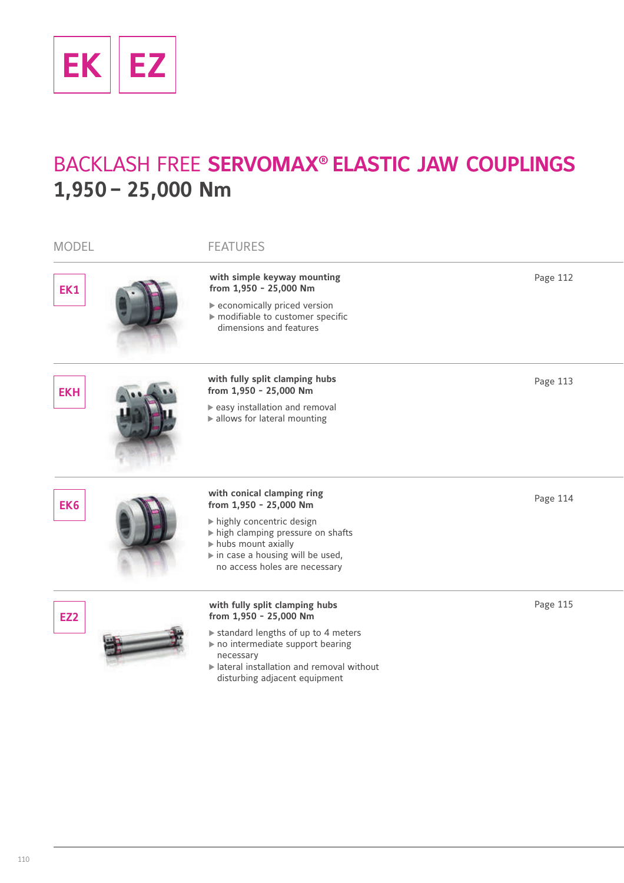EK EZ

# BACKLASH FREE **SERVOMAX® ELASTIC JAW COUPLINGS**

## 1,950 – 25,000 Nm

| MODEL | FEATURES | |
|---|---|---|
| EK1 | **with simple keyway mounting**<br>**from 1,950 - 25,000 Nm**<br>▶ economically priced version<br>▶ modifiable to customer specific dimensions and features | Page 112 |
| EKH | **with fully split clamping hubs**<br>**from 1,950 - 25,000 Nm**<br>▶ easy installation and removal<br>▶ allows for lateral mounting | Page 113 |
| EK6 | **with conical clamping ring**<br>**from 1,950 - 25,000 Nm**<br>▶ highly concentric design<br>▶ high clamping pressure on shafts<br>▶ hubs mount axially<br>▶ in case a housing will be used, no access holes are necessary | Page 114 |
| EZ2 | **with fully split clamping hubs**<br>**from 1,950 - 25,000 Nm**<br>▶ standard lengths of up to 4 meters<br>▶ no intermediate support bearing necessary<br>▶ lateral installation and removal without disturbing adjacent equipment | Page 115 |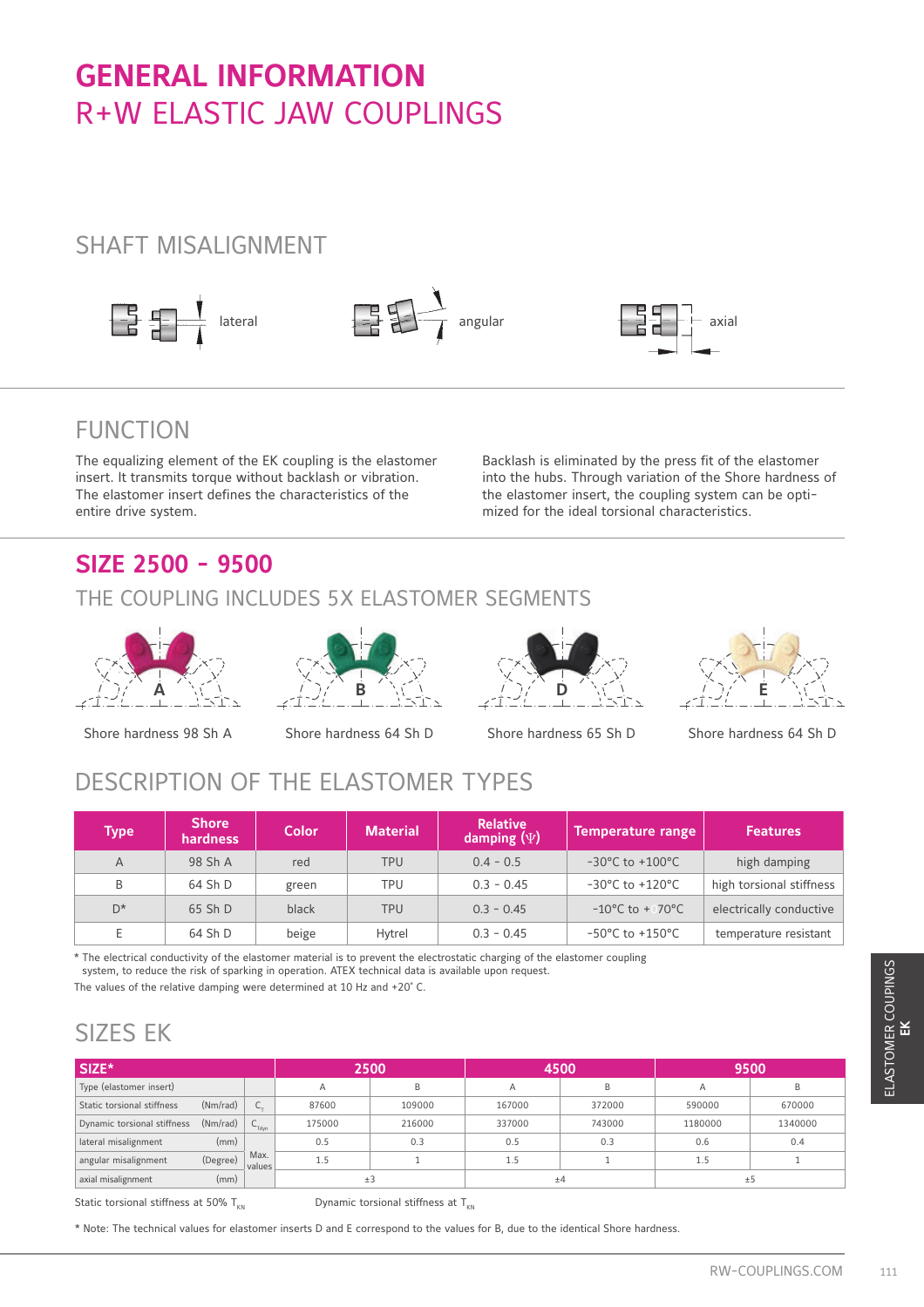# GENERAL INFORMATION
# R+W ELASTIC JAW COUPLINGS

## SHAFT MISALIGNMENT

lateral — angular — axial

## FUNCTION

The equalizing element of the EK coupling is the elastomer insert. It transmits torque without backlash or vibration. The elastomer insert defines the characteristics of the entire drive system.

Backlash is eliminated by the press fit of the elastomer into the hubs. Through variation of the Shore hardness of the elastomer insert, the coupling system can be optimized for the ideal torsional characteristics.

## SIZE 2500 - 9500

## THE COUPLING INCLUDES 5X ELASTOMER SEGMENTS

A — Shore hardness 98 Sh A

B — Shore hardness 64 Sh D

D — Shore hardness 65 Sh D

E — Shore hardness 64 Sh D

## DESCRIPTION OF THE ELASTOMER TYPES

| Type | Shore hardness | Color | Material | Relative damping (Ψ) | Temperature range | Features |
|---|---|---|---|---|---|---|
| A | 98 Sh A | red | TPU | 0.4 - 0.5 | -30°C to +100°C | high damping |
| B | 64 Sh D | green | TPU | 0.3 - 0.45 | -30°C to +120°C | high torsional stiffness |
| D* | 65 Sh D | black | TPU | 0.3 - 0.45 | -10°C to +70°C | electrically conductive |
| E | 64 Sh D | beige | Hytrel | 0.3 - 0.45 | -50°C to +150°C | temperature resistant |

* The electrical conductivity of the elastomer material is to prevent the electrostatic charging of the elastomer coupling system, to reduce the risk of sparking in operation. ATEX technical data is available upon request.

The values of the relative damping were determined at 10 Hz and +20° C.

## SIZES EK

| SIZE* | | | 2500 | | 4500 | | 9500 | |
|---|---|---|---|---|---|---|---|---|
| Type (elastomer insert) | | | A | B | A | B | A | B |
| Static torsional stiffness | (Nm/rad) | $C_T$ | 87600 | 109000 | 167000 | 372000 | 590000 | 670000 |
| Dynamic torsional stiffness | (Nm/rad) | $C_{Tdyn}$ | 175000 | 216000 | 337000 | 743000 | 1180000 | 1340000 |
| lateral misalignment | (mm) | Max. values | 0.5 | 0.3 | 0.5 | 0.3 | 0.6 | 0.4 |
| angular misalignment | (Degree) | | 1.5 | 1 | 1.5 | 1 | 1.5 | 1 |
| axial misalignment | (mm) | | ±3 | | ±4 | | ±5 | |

Static torsional stiffness at 50% $T_{KN}$ Dynamic torsional stiffness at $T_{KN}$

* Note: The technical values for elastomer inserts D and E correspond to the values for B, due to the identical Shore hardness.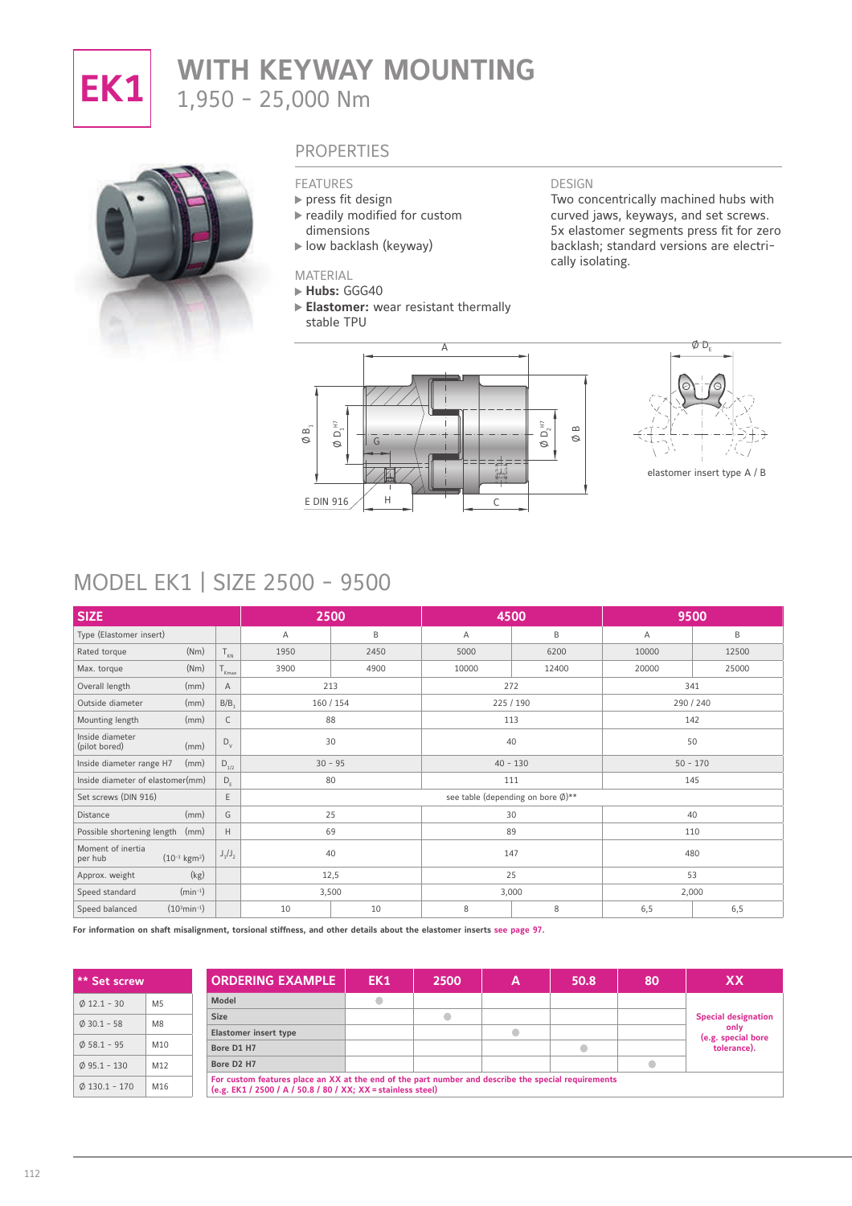# EK1 WITH KEYWAY MOUNTING

1,950 - 25,000 Nm

## PROPERTIES

**FEATURES**

- press fit design
- readily modified for custom dimensions
- low backlash (keyway)

**MATERIAL**

- **Hubs:** GGG40
- **Elastomer:** wear resistant thermally stable TPU

**DESIGN**

Two concentrically machined hubs with curved jaws, keyways, and set screws. 5x elastomer segments press fit for zero backlash; standard versions are electrically isolating.

elastomer insert type A / B

## MODEL EK1 | SIZE 2500 - 9500

| SIZE | | | 2500 | | 4500 | | 9500 | |
|---|---|---|---|---|---|---|---|---|
| Type (Elastomer insert) | | | A | B | A | B | A | B |
| Rated torque | (Nm) | $T_{KN}$ | 1950 | 2450 | 5000 | 6200 | 10000 | 12500 |
| Max. torque | (Nm) | $T_{Kmax}$ | 3900 | 4900 | 10000 | 12400 | 20000 | 25000 |
| Overall length | (mm) | A | 213 | | 272 | | 341 | |
| Outside diameter | (mm) | B/$B_1$ | 160 / 154 | | 225 / 190 | | 290 / 240 | |
| Mounting length | (mm) | C | 88 | | 113 | | 142 | |
| Inside diameter (pilot bored) | (mm) | $D_V$ | 30 | | 40 | | 50 | |
| Inside diameter range H7 | (mm) | $D_{1/2}$ | 30 - 95 | | 40 - 130 | | 50 - 170 | |
| Inside diameter of elastomer | (mm) | $D_E$ | 80 | | 111 | | 145 | |
| Set screws (DIN 916) | | E | see table (depending on bore Ø)** | | | | | |
| Distance | (mm) | G | 25 | | 30 | | 40 | |
| Possible shortening length | (mm) | H | 69 | | 89 | | 110 | |
| Moment of inertia per hub | ($10^{-3}$ kgm²) | $J_1/J_2$ | 40 | | 147 | | 480 | |
| Approx. weight | (kg) | | 12,5 | | 25 | | 53 | |
| Speed standard | (min⁻¹) | | 3,500 | | 3,000 | | 2,000 | |
| Speed balanced | ($10^3$min⁻¹) | | 10 | 10 | 8 | 8 | 6,5 | 6,5 |

**For information on shaft misalignment, torsional stiffness, and other details about the elastomer inserts see page 97.**

| ** Set screw | |
|---|---|
| Ø 12.1 - 30 | M5 |
| Ø 30.1 - 58 | M8 |
| Ø 58.1 - 95 | M10 |
| Ø 95.1 - 130 | M12 |
| Ø 130.1 - 170 | M16 |

| ORDERING EXAMPLE | EK1 | 2500 | A | 50.8 | 80 | XX |
|---|---|---|---|---|---|---|
| Model | ● | | | | | Special designation only (e.g. special bore tolerance). |
| Size | | ● | | | | |
| Elastomer insert type | | | ● | | | |
| Bore D1 H7 | | | | ● | | |
| Bore D2 H7 | | | | | ● | |

**For custom features place an XX at the end of the part number and describe the special requirements (e.g. EK1 / 2500 / A / 50.8 / 80 / XX; XX = stainless steel)**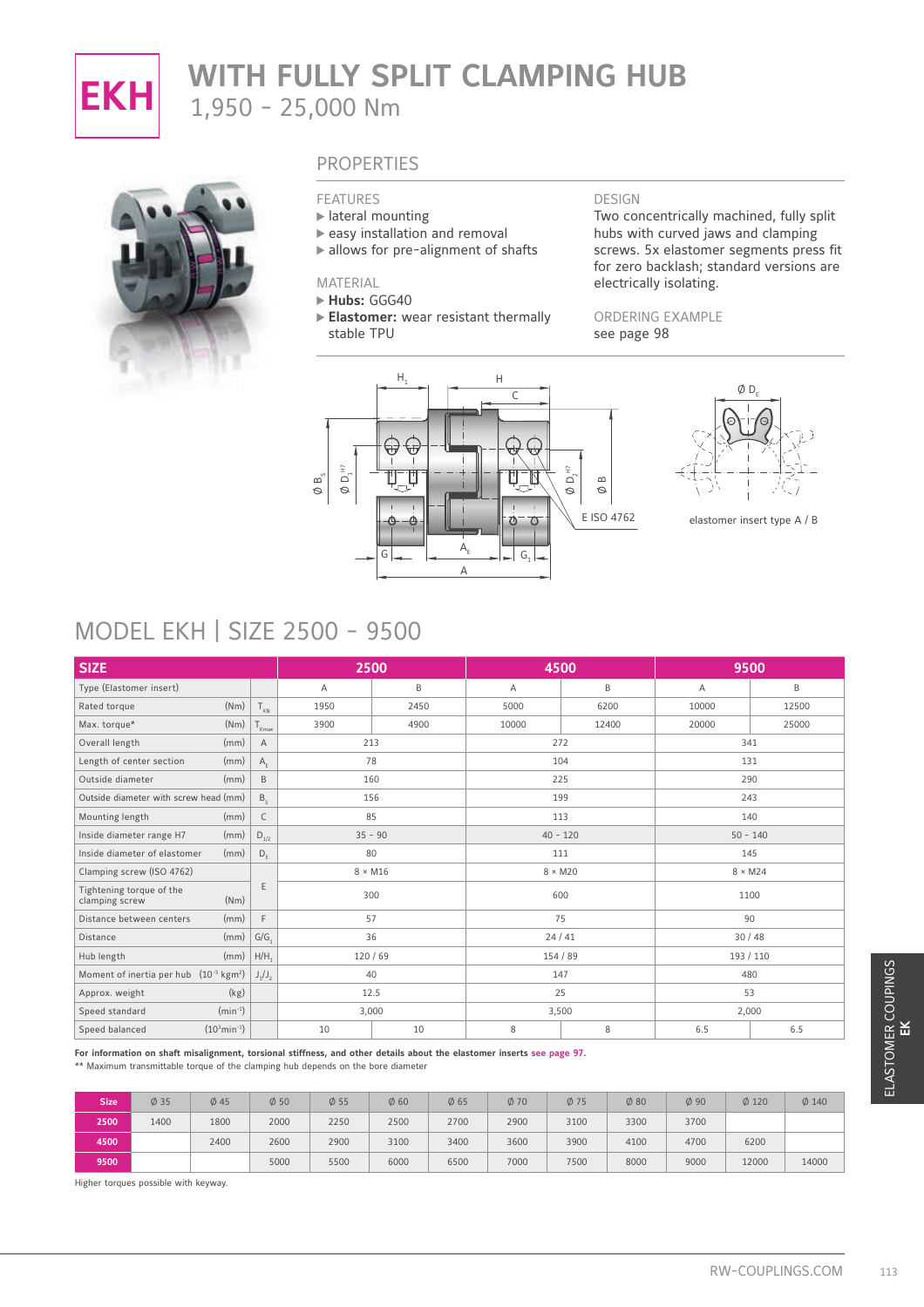# EKH WITH FULLY SPLIT CLAMPING HUB

1,950 - 25,000 Nm

## PROPERTIES

### FEATURES

- ▶ lateral mounting
- ▶ easy installation and removal
- ▶ allows for pre-alignment of shafts

### MATERIAL

- ▶ **Hubs:** GGG40
- ▶ **Elastomer:** wear resistant thermally stable TPU

### DESIGN

Two concentrically machined, fully split hubs with curved jaws and clamping screws. 5x elastomer segments press fit for zero backlash; standard versions are electrically isolating.

### ORDERING EXAMPLE

see page 98

elastomer insert type A / B

## MODEL EKH | SIZE 2500 - 9500

| SIZE | | | 2500 | | 4500 | | 9500 | |
|---|---|---|---|---|---|---|---|---|
| Type (Elastomer insert) | | | A | B | A | B | A | B |
| Rated torque | (Nm) | $T_{KN}$ | 1950 | 2450 | 5000 | 6200 | 10000 | 12500 |
| Max. torque* | (Nm) | $T_{Kmax}$ | 3900 | 4900 | 10000 | 12400 | 20000 | 25000 |
| Overall length | (mm) | A | 213 | | 272 | | 341 | |
| Length of center section | (mm) | $A_E$ | 78 | | 104 | | 131 | |
| Outside diameter | (mm) | B | 160 | | 225 | | 290 | |
| Outside diameter with screw head | (mm) | $B_S$ | 156 | | 199 | | 243 | |
| Mounting length | (mm) | C | 85 | | 113 | | 140 | |
| Inside diameter range H7 | (mm) | $D_{1/2}$ | 35 - 90 | | 40 - 120 | | 50 - 140 | |
| Inside diameter of elastomer | (mm) | $D_E$ | 80 | | 111 | | 145 | |
| Clamping screw (ISO 4762) | | E | 8 × M16 | | 8 × M20 | | 8 × M24 | |
| Tightening torque of the clamping screw | (Nm) | E | 300 | | 600 | | 1100 | |
| Distance between centers | (mm) | F | 57 | | 75 | | 90 | |
| Distance | (mm) | $G/G_1$ | 36 | | 24 / 41 | | 30 / 48 | |
| Hub length | (mm) | $H/H_1$ | 120 / 69 | | 154 / 89 | | 193 / 110 | |
| Moment of inertia per hub | ($10^{-3}$ kgm²) | $J_1/J_2$ | 40 | | 147 | | 480 | |
| Approx. weight | (kg) | | 12.5 | | 25 | | 53 | |
| Speed standard | ($min^{-1}$) | | 3,000 | | 3,500 | | 2,000 | |
| Speed balanced | ($10^3 min^{-1}$) | | 10 | 10 | 8 | 8 | 6.5 | 6.5 |

**For information on shaft misalignment, torsional stiffness, and other details about the elastomer inserts see page 97.**

** Maximum transmittable torque of the clamping hub depends on the bore diameter

| Size | Ø 35 | Ø 45 | Ø 50 | Ø 55 | Ø 60 | Ø 65 | Ø 70 | Ø 75 | Ø 80 | Ø 90 | Ø 120 | Ø 140 |
|---|---|---|---|---|---|---|---|---|---|---|---|---|
| 2500 | 1400 | 1800 | 2000 | 2250 | 2500 | 2700 | 2900 | 3100 | 3300 | 3700 | | |
| 4500 | | 2400 | 2600 | 2900 | 3100 | 3400 | 3600 | 3900 | 4100 | 4700 | 6200 | |
| 9500 | | | 5000 | 5500 | 6000 | 6500 | 7000 | 7500 | 8000 | 9000 | 12000 | 14000 |

Higher torques possible with keyway.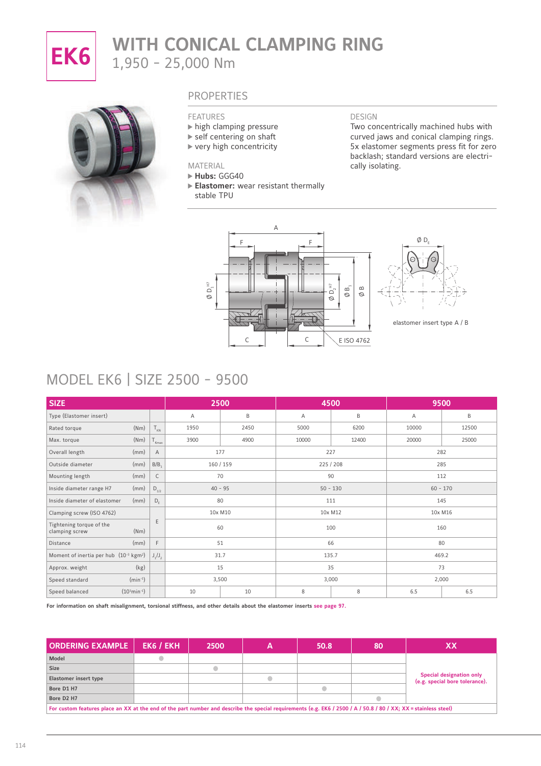# EK6 WITH CONICAL CLAMPING RING

1,950 - 25,000 Nm

## PROPERTIES

### FEATURES

- high clamping pressure
- self centering on shaft
- very high concentricity

### MATERIAL

- **Hubs:** GGG40
- **Elastomer:** wear resistant thermally stable TPU

### DESIGN

Two concentrically machined hubs with curved jaws and conical clamping rings. 5x elastomer segments press fit for zero backlash; standard versions are electrically isolating.

A, F, F, Ø $D_1^{H7}$, Ø $D_2^{H7}$, Ø $B_1$, Ø B, C, C, E ISO 4762

Ø $D_E$

elastomer insert type A / B

## MODEL EK6 | SIZE 2500 - 9500

| SIZE | | | 2500 | | 4500 | | 9500 | |
|---|---|---|---|---|---|---|---|---|
| Type (Elastomer insert) | | | A | B | A | B | A | B |
| Rated torque | (Nm) | $T_{KN}$ | 1950 | 2450 | 5000 | 6200 | 10000 | 12500 |
| Max. torque | (Nm) | $T_{Kmax}$ | 3900 | 4900 | 10000 | 12400 | 20000 | 25000 |
| Overall length | (mm) | A | 177 | | 227 | | 282 | |
| Outside diameter | (mm) | B/$B_1$ | 160 / 159 | | 225 / 208 | | 285 | |
| Mounting length | (mm) | C | 70 | | 90 | | 112 | |
| Inside diameter range H7 | (mm) | $D_{1/2}$ | 40 - 95 | | 50 - 130 | | 60 - 170 | |
| Inside diameter of elastomer | (mm) | $D_E$ | 80 | | 111 | | 145 | |
| Clamping screw (ISO 4762) | | E | 10x M10 | | 10x M12 | | 10x M16 | |
| Tightening torque of the clamping screw | (Nm) | E | 60 | | 100 | | 160 | |
| Distance | (mm) | F | 51 | | 66 | | 80 | |
| Moment of inertia per hub | ($10^{-3}$ kgm²) | $J_1$/$J_2$ | 31.7 | | 135.7 | | 469.2 | |
| Approx. weight | (kg) | | 15 | | 35 | | 73 | |
| Speed standard | ($min^{-1}$) | | 3,500 | | 3,000 | | 2,000 | |
| Speed balanced | ($10^3 min^{-1}$) | | 10 | 10 | 8 | 8 | 6.5 | 6.5 |

**For information on shaft misalignment, torsional stiffness, and other details about the elastomer inserts see page 97.**

| ORDERING EXAMPLE | EK6 / EKH | 2500 | A | 50.8 | 80 | XX |
|---|---|---|---|---|---|---|
| Model | ● | | | | | Special designation only (e.g. special bore tolerance). |
| Size | | ● | | | | |
| Elastomer insert type | | | ● | | | |
| Bore D1 H7 | | | | ● | | |
| Bore D2 H7 | | | | | ● | |

**For custom features place an XX at the end of the part number and describe the special requirements (e.g. EK6 / 2500 / A / 50.8 / 80 / XX; XX = stainless steel)**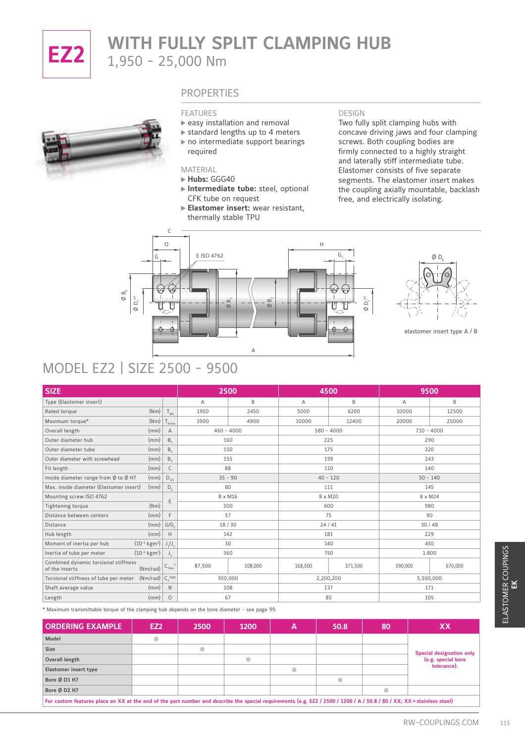# EZ2 WITH FULLY SPLIT CLAMPING HUB

1,950 - 25,000 Nm

## PROPERTIES

### FEATURES

- easy installation and removal
- standard lengths up to 4 meters
- no intermediate support bearings required

### MATERIAL

- **Hubs:** GGG40
- **Intermediate tube:** steel, optional CFK tube on request
- **Elastomer insert:** wear resistant, thermally stable TPU

### DESIGN

Two fully split clamping hubs with concave driving jaws and four clamping screws. Both coupling bodies are firmly connected to a highly straight and laterally stiff intermediate tube. Elastomer consists of five separate segments. The elastomer insert makes the coupling axially mountable, backlash free, and electrically isolating.

C, O, G, E ISO 4762, H, $G_1$, Ø $B_S$, Ø $D_1^{H7}$, Ø $B_1$, Ø $B_2$, Ø $D_2^{H7}$, A, Ø $D_E$

elastomer insert type A / B

## MODEL EZ2 | SIZE 2500 - 9500

| SIZE | | | 2500 | | 4500 | | 9500 | |
|---|---|---|---|---|---|---|---|---|
| Type (Elastomer insert) | | | A | B | A | B | A | B |
| Rated torque | (Nm) | $T_{KN}$ | 1950 | 2450 | 5000 | 6200 | 10000 | 12500 |
| Maximum torque* | (Nm) | $T_{Kmax}$ | 3900 | 4900 | 10000 | 12400 | 20000 | 25000 |
| Overall length | (mm) | A | 460 - 4000 | | 580 - 4000 | | 710 - 4000 | |
| Outer diameter hub | (mm) | $B_1$ | 160 | | 225 | | 290 | |
| Outer diameter tube | (mm) | $B_2$ | 150 | | 175 | | 220 | |
| Outer diameter with screwhead | (mm) | $B_S$ | 155 | | 199 | | 243 | |
| Fit length | (mm) | C | 88 | | 110 | | 140 | |
| Inside diameter range from Ø to Ø H7 | (mm) | $D_{1/2}$ | 35 - 90 | | 40 - 120 | | 50 - 140 | |
| Max. inside diameter (Elastomer insert) | (mm) | $D_E$ | 80 | | 111 | | 145 | |
| Mounting screw ISO 4762 | | E | 8 x M16 | | 8 x M20 | | 8 x M24 | |
| Tightening torque | (Nm) | E | 300 | | 600 | | 980 | |
| Distance between centers | (mm) | F | 57 | | 75 | | 90 | |
| Distance | (mm) | G/$G_1$ | 18 / 30 | | 24 / 41 | | 30 / 48 | |
| Hub length | (mm) | H | 142 | | 181 | | 229 | |
| Moment of inertia per hub | ($10^{-3}$ kgm²) | $J_1/J_2$ | 30 | | 140 | | 450 | |
| Inertia of tube per meter | ($10^{-3}$ kgm²) | $J_3$ | 360 | | 750 | | 1.800 | |
| Combined dynamic torsional stiffness of the inserts | (Nm/rad) | $C_{Tdyn}^{E}$ | 87,500 | 108,000 | 168,500 | 371,500 | 590,000 | 670,000 |
| Torsional stiffness of tube per meter | (Nm/rad) | $C_T^{ZWR}$ | 950,000 | | 2,200,200 | | 5,500,000 | |
| Shaft average value | (mm) | N | 108 | | 137 | | 171 | |
| Length | (mm) | O | 67 | | 85 | | 105 | |

\* Maximum transmittable torque of the clamping hub depends on the bore diameter - see page 99.

| ORDERING EXAMPLE | EZ2 | 2500 | 1200 | A | 50.8 | 80 | XX |
|---|---|---|---|---|---|---|---|
| Model | ● | | | | | | Special designation only (e.g. special bore tolerance). |
| Size | | ● | | | | | |
| Overall length | | | ● | | | | |
| Elastomer insert type | | | | ● | | | |
| Bore Ø D1 H7 | | | | | ● | | |
| Bore Ø D2 H7 | | | | | | ● | |

For custom features place an XX at the end of the part number and describe the special requirements (e.g. EZ2 / 2500 / 1200 / A / 50.8 / 80 / XX; XX = stainless steel)

ELASTOMER COUPLINGS EK

RW-COUPLINGS.COM